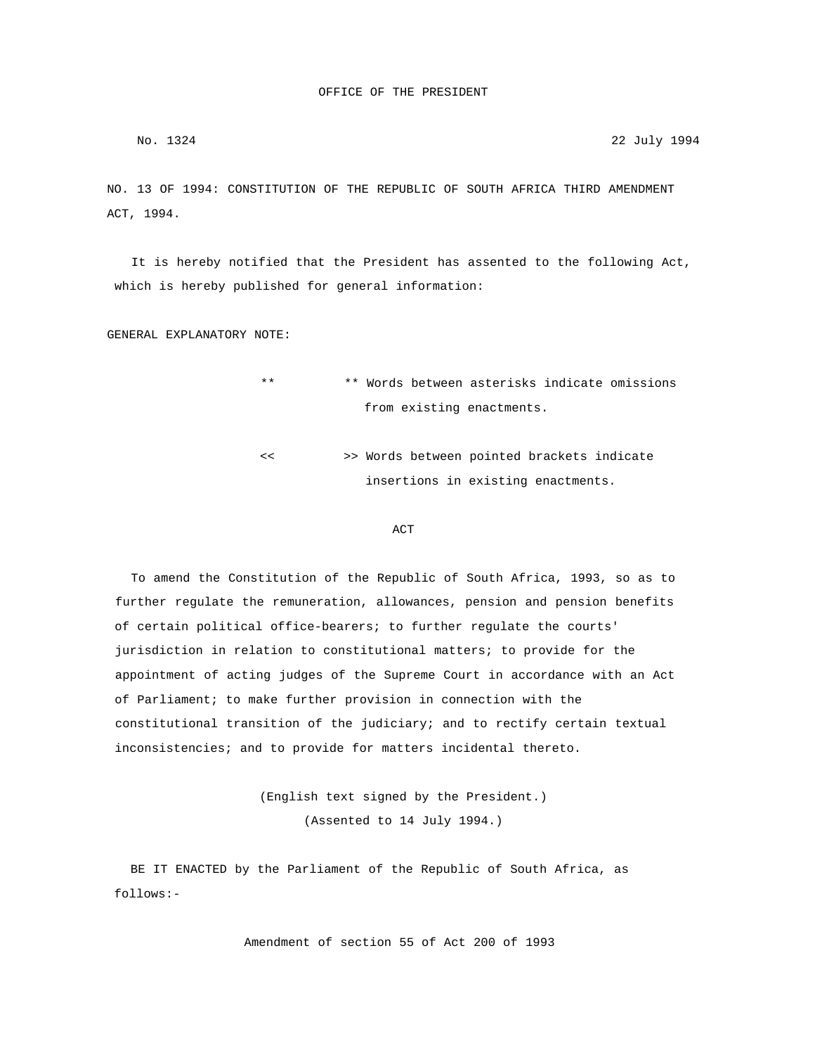OFFICE OF THE PRESIDENT

No. 1324 22 July 1994

NO. 13 OF 1994: CONSTITUTION OF THE REPUBLIC OF SOUTH AFRICA THIRD AMENDMENT ACT, 1994.

It is hereby notified that the President has assented to the following Act, which is hereby published for general information:

GENERAL EXPLANATORY NOTE:

** ** Words between asterisks indicate omissions from existing enactments.

<< >> Words between pointed brackets indicate insertions in existing enactments.

ACT

To amend the Constitution of the Republic of South Africa, 1993, so as to further regulate the remuneration, allowances, pension and pension benefits of certain political office-bearers; to further regulate the courts' jurisdiction in relation to constitutional matters; to provide for the appointment of acting judges of the Supreme Court in accordance with an Act of Parliament; to make further provision in connection with the constitutional transition of the judiciary; and to rectify certain textual inconsistencies; and to provide for matters incidental thereto.

(English text signed by the President.)
(Assented to 14 July 1994.)

BE IT ENACTED by the Parliament of the Republic of South Africa, as follows:-

Amendment of section 55 of Act 200 of 1993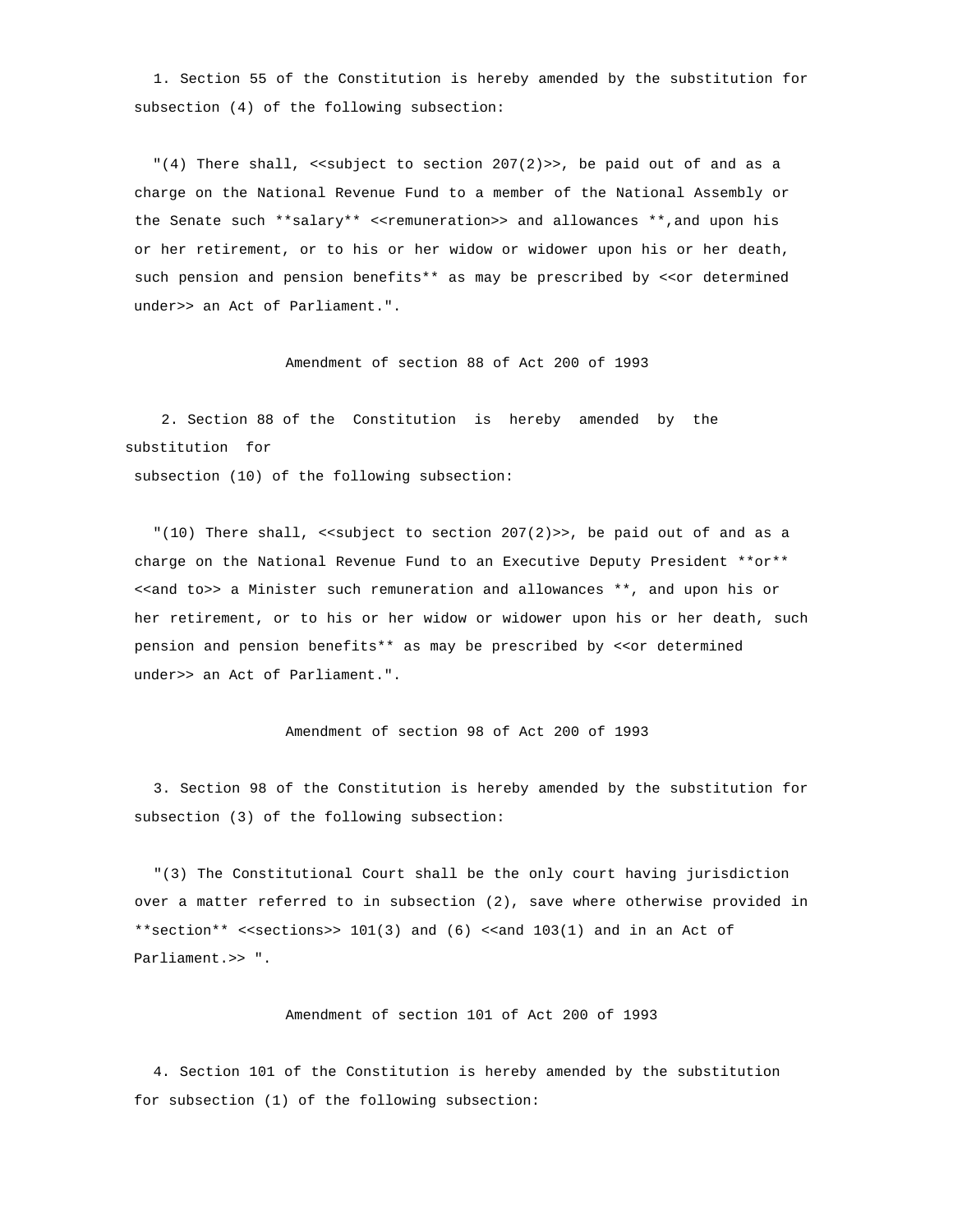1. Section 55 of the Constitution is hereby amended by the substitution for subsection (4) of the following subsection:

"(4) There shall, <<subject to section 207(2)>>, be paid out of and as a charge on the National Revenue Fund to a member of the National Assembly or the Senate such **salary** <<remuneration>> and allowances **,and upon his or her retirement, or to his or her widow or widower upon his or her death, such pension and pension benefits** as may be prescribed by <<or determined under>> an Act of Parliament.".

Amendment of section 88 of Act 200 of 1993

2. Section 88 of the Constitution is hereby amended by the substitution for subsection (10) of the following subsection:

"(10) There shall, <<subject to section 207(2)>>, be paid out of and as a charge on the National Revenue Fund to an Executive Deputy President **or** <<and to>> a Minister such remuneration and allowances **, and upon his or her retirement, or to his or her widow or widower upon his or her death, such pension and pension benefits** as may be prescribed by <<or determined under>> an Act of Parliament.".

Amendment of section 98 of Act 200 of 1993

3. Section 98 of the Constitution is hereby amended by the substitution for subsection (3) of the following subsection:

"(3) The Constitutional Court shall be the only court having jurisdiction over a matter referred to in subsection (2), save where otherwise provided in **section** <<sections>> 101(3) and (6) <<and 103(1) and in an Act of Parliament.>> ".

Amendment of section 101 of Act 200 of 1993

4. Section 101 of the Constitution is hereby amended by the substitution for subsection (1) of the following subsection: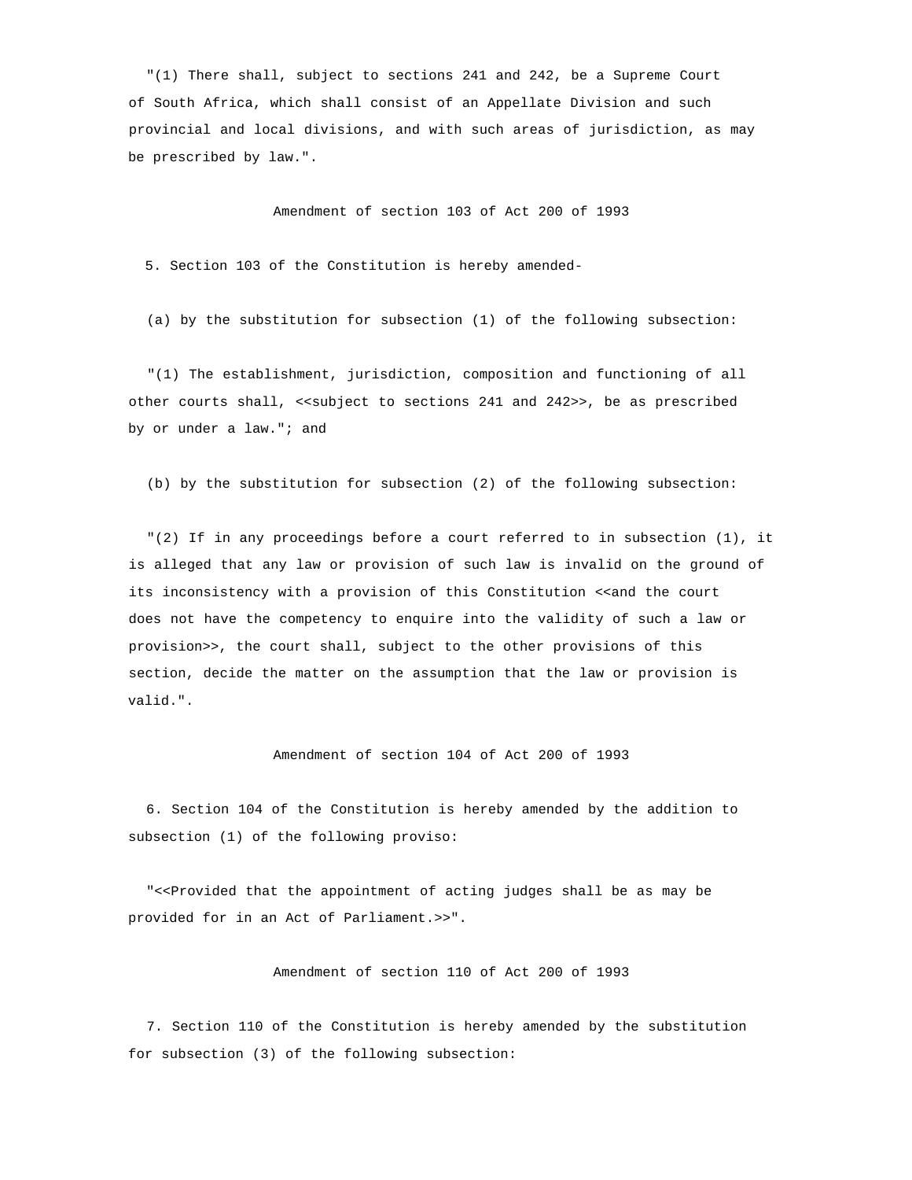"(1) There shall, subject to sections 241 and 242, be a Supreme Court of South Africa, which shall consist of an Appellate Division and such provincial and local divisions, and with such areas of jurisdiction, as may be prescribed by law.".

### Amendment of section 103 of Act 200 of 1993

5. Section 103 of the Constitution is hereby amended-

(a) by the substitution for subsection (1) of the following subsection:

"(1) The establishment, jurisdiction, composition and functioning of all other courts shall, <<subject to sections 241 and 242>>, be as prescribed by or under a law."; and

(b) by the substitution for subsection (2) of the following subsection:

"(2) If in any proceedings before a court referred to in subsection (1), it is alleged that any law or provision of such law is invalid on the ground of its inconsistency with a provision of this Constitution <<and the court does not have the competency to enquire into the validity of such a law or provision>>, the court shall, subject to the other provisions of this section, decide the matter on the assumption that the law or provision is valid.".

### Amendment of section 104 of Act 200 of 1993

6. Section 104 of the Constitution is hereby amended by the addition to subsection (1) of the following proviso:

"<<Provided that the appointment of acting judges shall be as may be provided for in an Act of Parliament.>>".

### Amendment of section 110 of Act 200 of 1993

7. Section 110 of the Constitution is hereby amended by the substitution for subsection (3) of the following subsection: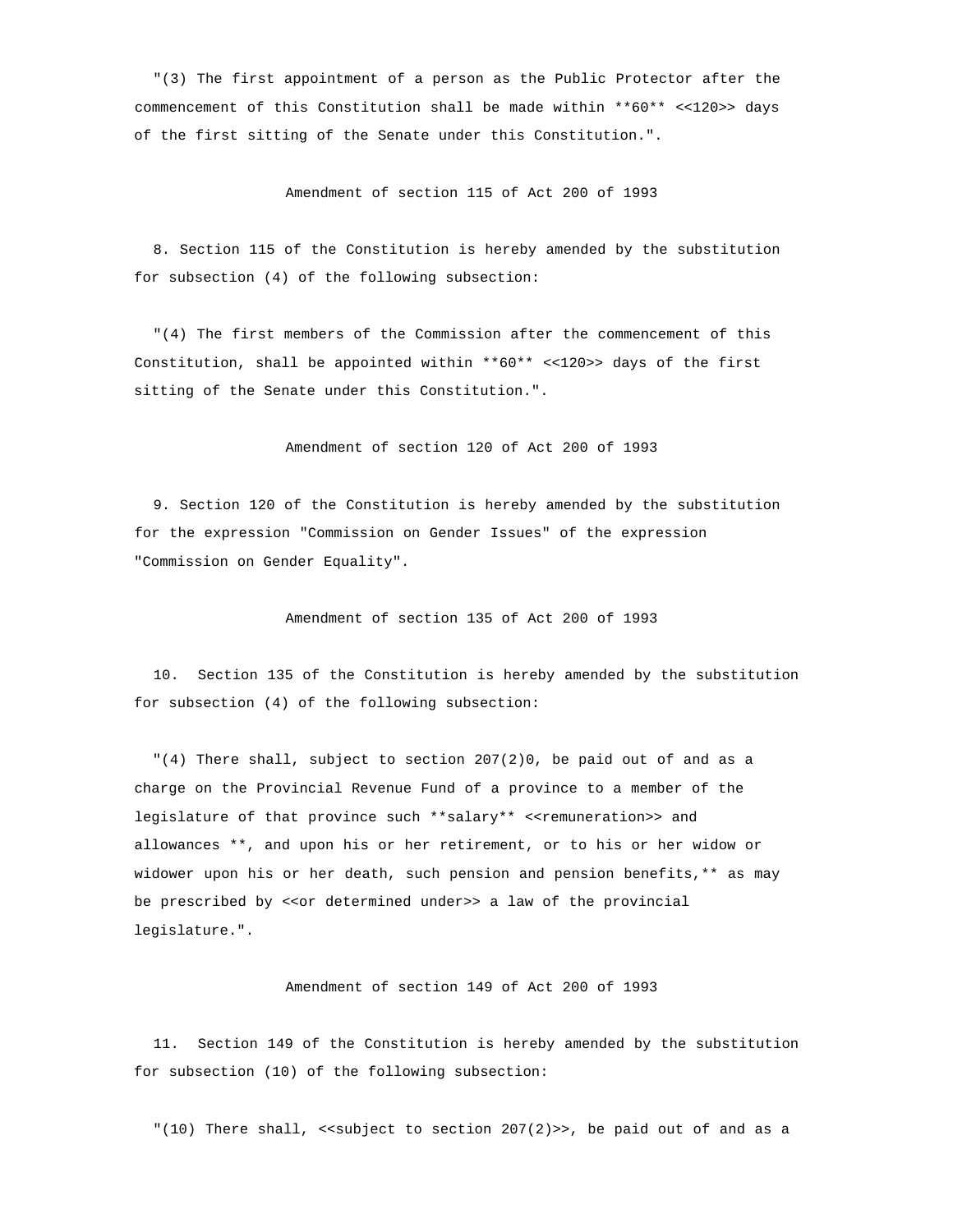"(3) The first appointment of a person as the Public Protector after the commencement of this Constitution shall be made within **60** <<120>> days of the first sitting of the Senate under this Constitution.".

Amendment of section 115 of Act 200 of 1993

8. Section 115 of the Constitution is hereby amended by the substitution for subsection (4) of the following subsection:

"(4) The first members of the Commission after the commencement of this Constitution, shall be appointed within **60** <<120>> days of the first sitting of the Senate under this Constitution.".

Amendment of section 120 of Act 200 of 1993

9. Section 120 of the Constitution is hereby amended by the substitution for the expression "Commission on Gender Issues" of the expression "Commission on Gender Equality".

Amendment of section 135 of Act 200 of 1993

10. Section 135 of the Constitution is hereby amended by the substitution for subsection (4) of the following subsection:

"(4) There shall, subject to section 207(2)0, be paid out of and as a charge on the Provincial Revenue Fund of a province to a member of the legislature of that province such **salary** <<remuneration>> and allowances **, and upon his or her retirement, or to his or her widow or widower upon his or her death, such pension and pension benefits,** as may be prescribed by <<or determined under>> a law of the provincial legislature.".

Amendment of section 149 of Act 200 of 1993

11. Section 149 of the Constitution is hereby amended by the substitution for subsection (10) of the following subsection:

"(10) There shall, <<subject to section 207(2)>>, be paid out of and as a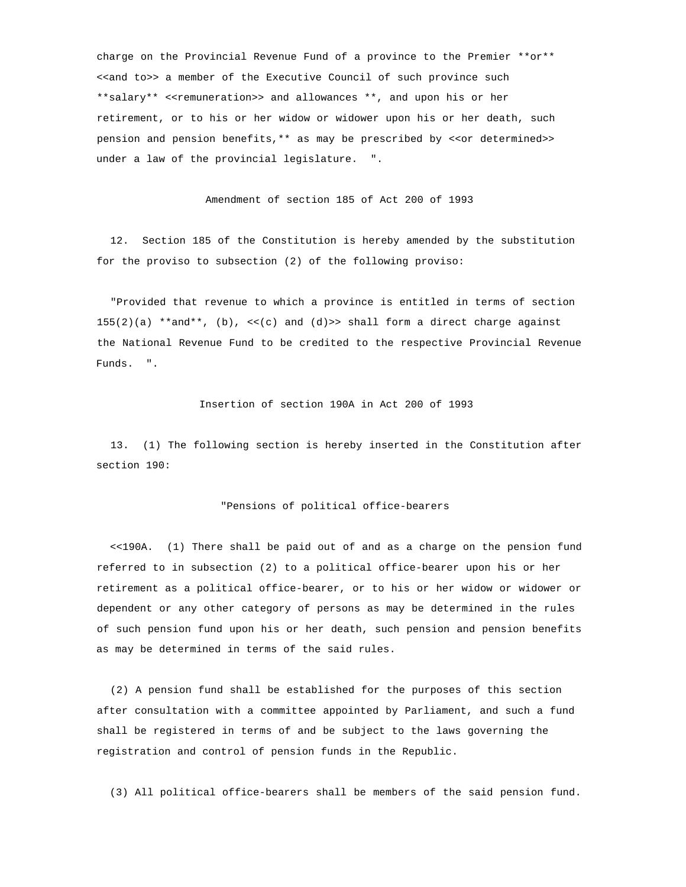charge on the Provincial Revenue Fund of a province to the Premier **or** <<and to>> a member of the Executive Council of such province such **salary** <<remuneration>> and allowances **, and upon his or her retirement, or to his or her widow or widower upon his or her death, such pension and pension benefits,** as may be prescribed by <<or determined>> under a law of the provincial legislature. ".

### Amendment of section 185 of Act 200 of 1993

12. Section 185 of the Constitution is hereby amended by the substitution for the proviso to subsection (2) of the following proviso:

"Provided that revenue to which a province is entitled in terms of section 155(2)(a) **and**, (b), <<(c) and (d)>> shall form a direct charge against the National Revenue Fund to be credited to the respective Provincial Revenue Funds. ".

### Insertion of section 190A in Act 200 of 1993

13. (1) The following section is hereby inserted in the Constitution after section 190:

"Pensions of political office-bearers

<<190A. (1) There shall be paid out of and as a charge on the pension fund referred to in subsection (2) to a political office-bearer upon his or her retirement as a political office-bearer, or to his or her widow or widower or dependent or any other category of persons as may be determined in the rules of such pension fund upon his or her death, such pension and pension benefits as may be determined in terms of the said rules.

(2) A pension fund shall be established for the purposes of this section after consultation with a committee appointed by Parliament, and such a fund shall be registered in terms of and be subject to the laws governing the registration and control of pension funds in the Republic.

(3) All political office-bearers shall be members of the said pension fund.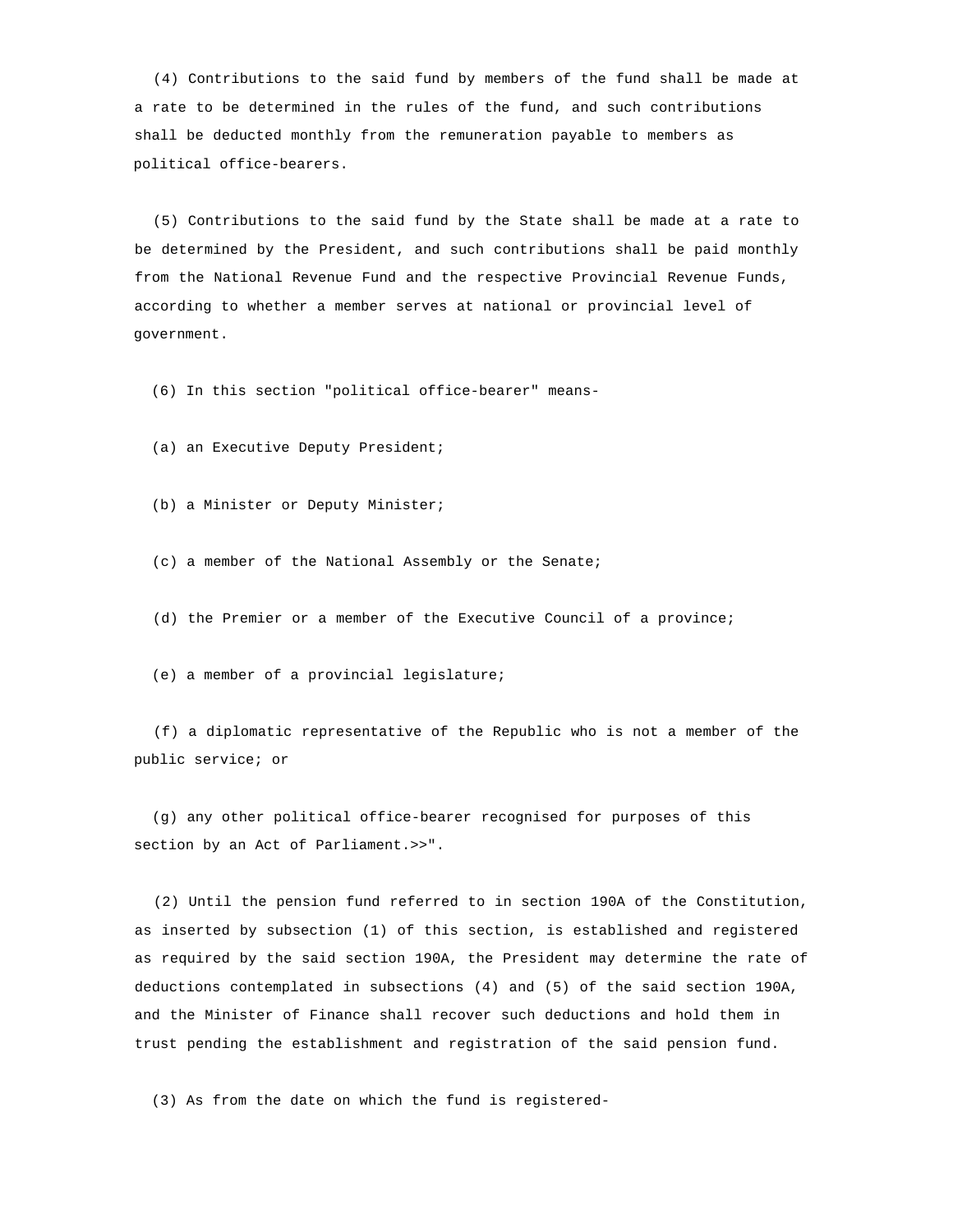(4) Contributions to the said fund by members of the fund shall be made at a rate to be determined in the rules of the fund, and such contributions shall be deducted monthly from the remuneration payable to members as political office-bearers.

(5) Contributions to the said fund by the State shall be made at a rate to be determined by the President, and such contributions shall be paid monthly from the National Revenue Fund and the respective Provincial Revenue Funds, according to whether a member serves at national or provincial level of government.

(6) In this section "political office-bearer" means-

(a) an Executive Deputy President;

(b) a Minister or Deputy Minister;

(c) a member of the National Assembly or the Senate;

(d) the Premier or a member of the Executive Council of a province;

(e) a member of a provincial legislature;

(f) a diplomatic representative of the Republic who is not a member of the public service; or

(g) any other political office-bearer recognised for purposes of this section by an Act of Parliament.>>".

(2) Until the pension fund referred to in section 190A of the Constitution, as inserted by subsection (1) of this section, is established and registered as required by the said section 190A, the President may determine the rate of deductions contemplated in subsections (4) and (5) of the said section 190A, and the Minister of Finance shall recover such deductions and hold them in trust pending the establishment and registration of the said pension fund.

(3) As from the date on which the fund is registered-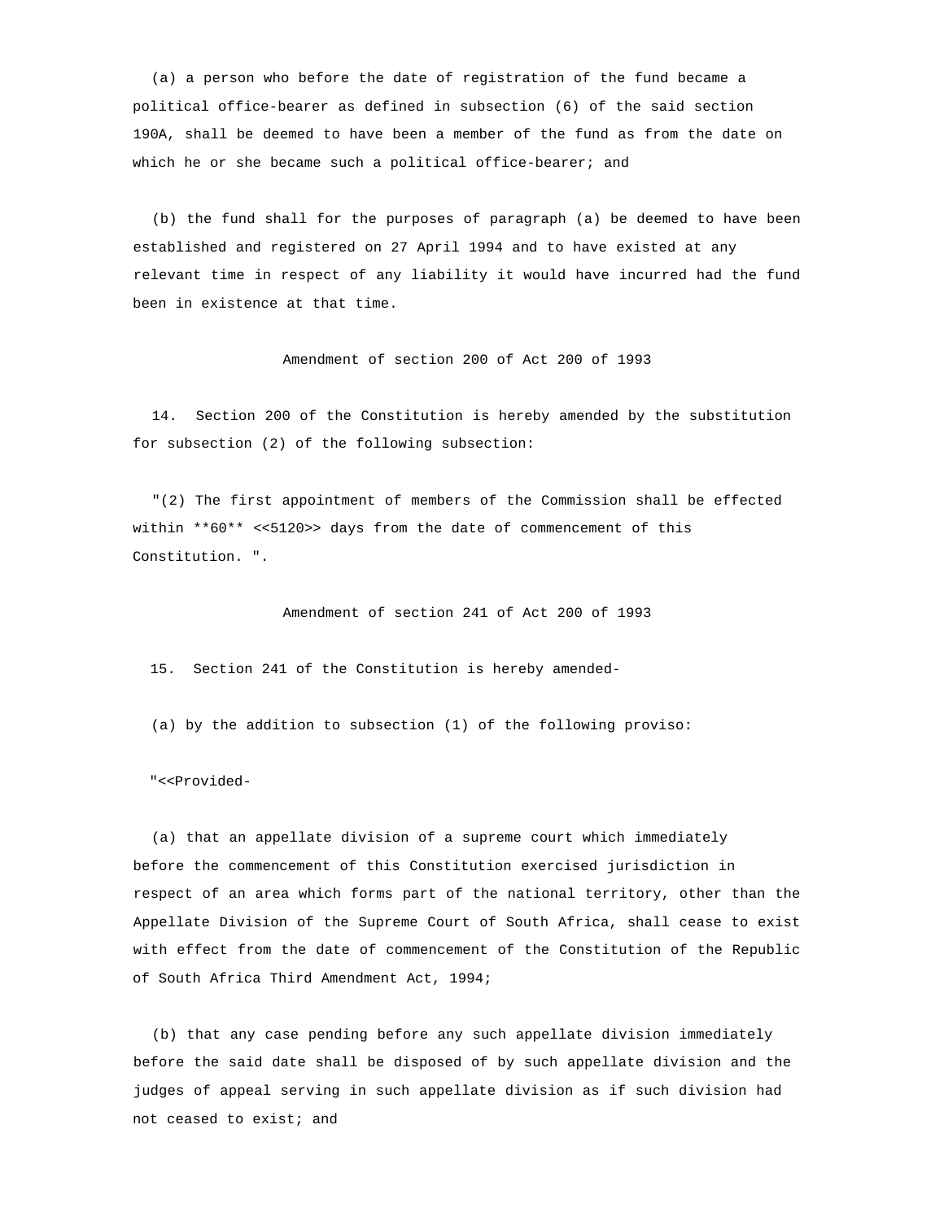(a) a person who before the date of registration of the fund became a political office-bearer as defined in subsection (6) of the said section 190A, shall be deemed to have been a member of the fund as from the date on which he or she became such a political office-bearer; and

(b) the fund shall for the purposes of paragraph (a) be deemed to have been established and registered on 27 April 1994 and to have existed at any relevant time in respect of any liability it would have incurred had the fund been in existence at that time.

### Amendment of section 200 of Act 200 of 1993

14. Section 200 of the Constitution is hereby amended by the substitution for subsection (2) of the following subsection:

"(2) The first appointment of members of the Commission shall be effected within **60** <<5120>> days from the date of commencement of this Constitution. ".

### Amendment of section 241 of Act 200 of 1993

15. Section 241 of the Constitution is hereby amended-

(a) by the addition to subsection (1) of the following proviso:

"<<Provided-

(a) that an appellate division of a supreme court which immediately before the commencement of this Constitution exercised jurisdiction in respect of an area which forms part of the national territory, other than the Appellate Division of the Supreme Court of South Africa, shall cease to exist with effect from the date of commencement of the Constitution of the Republic of South Africa Third Amendment Act, 1994;

(b) that any case pending before any such appellate division immediately before the said date shall be disposed of by such appellate division and the judges of appeal serving in such appellate division as if such division had not ceased to exist; and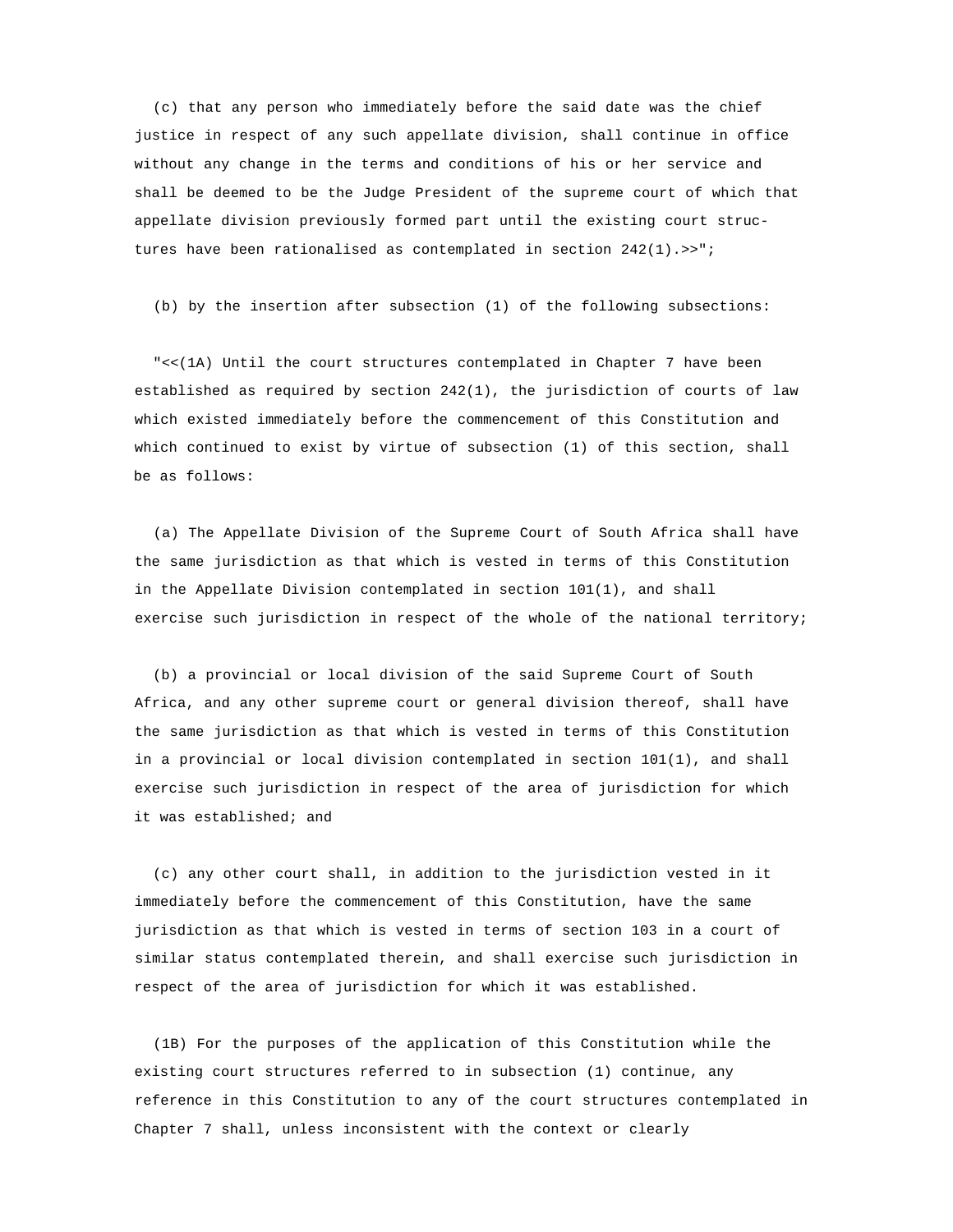(c) that any person who immediately before the said date was the chief justice in respect of any such appellate division, shall continue in office without any change in the terms and conditions of his or her service and shall be deemed to be the Judge President of the supreme court of which that appellate division previously formed part until the existing court structures have been rationalised as contemplated in section 242(1).>>";

(b) by the insertion after subsection (1) of the following subsections:

"<<(1A) Until the court structures contemplated in Chapter 7 have been established as required by section 242(1), the jurisdiction of courts of law which existed immediately before the commencement of this Constitution and which continued to exist by virtue of subsection (1) of this section, shall be as follows:

(a) The Appellate Division of the Supreme Court of South Africa shall have the same jurisdiction as that which is vested in terms of this Constitution in the Appellate Division contemplated in section 101(1), and shall exercise such jurisdiction in respect of the whole of the national territory;

(b) a provincial or local division of the said Supreme Court of South Africa, and any other supreme court or general division thereof, shall have the same jurisdiction as that which is vested in terms of this Constitution in a provincial or local division contemplated in section 101(1), and shall exercise such jurisdiction in respect of the area of jurisdiction for which it was established; and

(c) any other court shall, in addition to the jurisdiction vested in it immediately before the commencement of this Constitution, have the same jurisdiction as that which is vested in terms of section 103 in a court of similar status contemplated therein, and shall exercise such jurisdiction in respect of the area of jurisdiction for which it was established.

(1B) For the purposes of the application of this Constitution while the existing court structures referred to in subsection (1) continue, any reference in this Constitution to any of the court structures contemplated in Chapter 7 shall, unless inconsistent with the context or clearly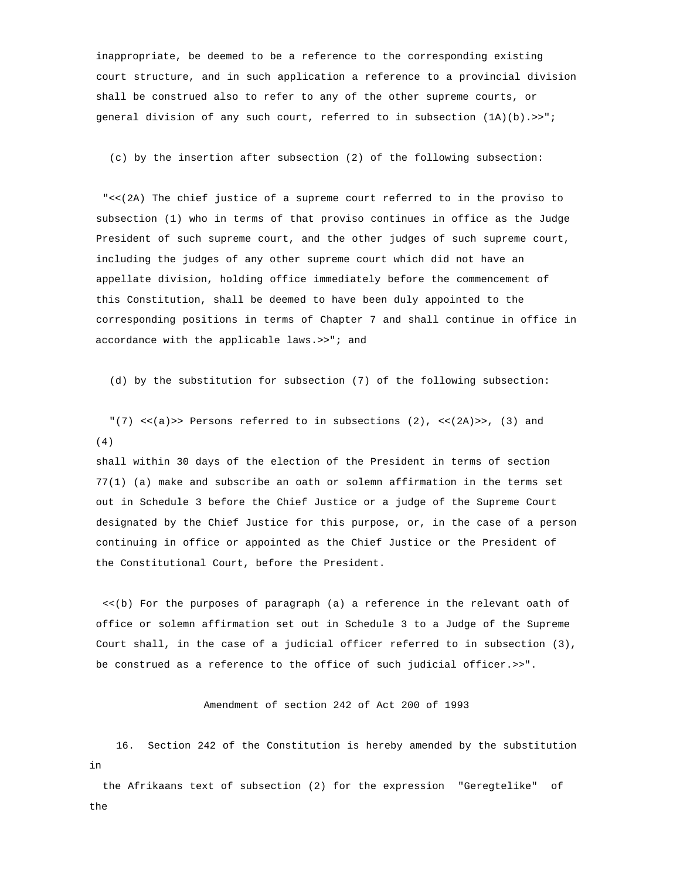inappropriate, be deemed to be a reference to the corresponding existing court structure, and in such application a reference to a provincial division shall be construed also to refer to any of the other supreme courts, or general division of any such court, referred to in subsection (1A)(b).>>";

(c) by the insertion after subsection (2) of the following subsection:

"<<(2A) The chief justice of a supreme court referred to in the proviso to subsection (1) who in terms of that proviso continues in office as the Judge President of such supreme court, and the other judges of such supreme court, including the judges of any other supreme court which did not have an appellate division, holding office immediately before the commencement of this Constitution, shall be deemed to have been duly appointed to the corresponding positions in terms of Chapter 7 and shall continue in office in accordance with the applicable laws.>>"; and

(d) by the substitution for subsection (7) of the following subsection:

"(7) <<(a)>> Persons referred to in subsections (2), <<(2A)>>, (3) and (4) shall within 30 days of the election of the President in terms of section 77(1) (a) make and subscribe an oath or solemn affirmation in the terms set out in Schedule 3 before the Chief Justice or a judge of the Supreme Court designated by the Chief Justice for this purpose, or, in the case of a person continuing in office or appointed as the Chief Justice or the President of the Constitutional Court, before the President.

<<(b) For the purposes of paragraph (a) a reference in the relevant oath of office or solemn affirmation set out in Schedule 3 to a Judge of the Supreme Court shall, in the case of a judicial officer referred to in subsection (3), be construed as a reference to the office of such judicial officer.>>".

## Amendment of section 242 of Act 200 of 1993

16. Section 242 of the Constitution is hereby amended by the substitution in the Afrikaans text of subsection (2) for the expression "Geregtelike" of the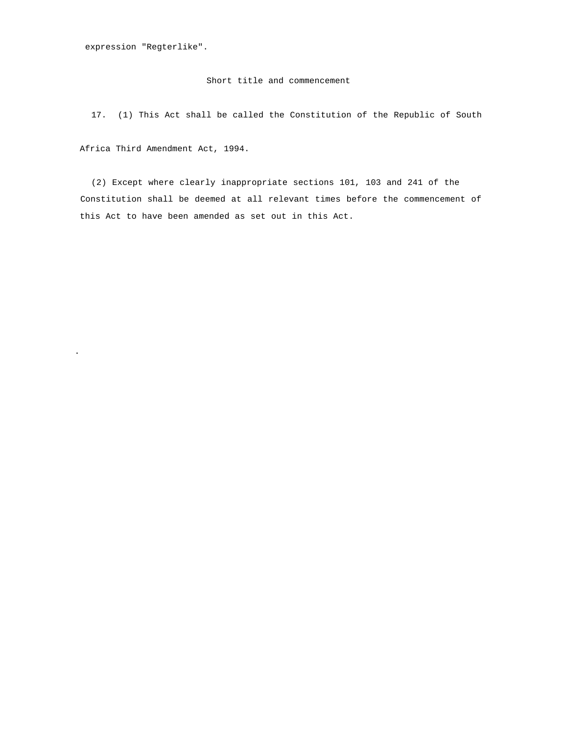expression "Regterlike".

### Short title and commencement

17. (1) This Act shall be called the Constitution of the Republic of South Africa Third Amendment Act, 1994.

(2) Except where clearly inappropriate sections 101, 103 and 241 of the Constitution shall be deemed at all relevant times before the commencement of this Act to have been amended as set out in this Act.